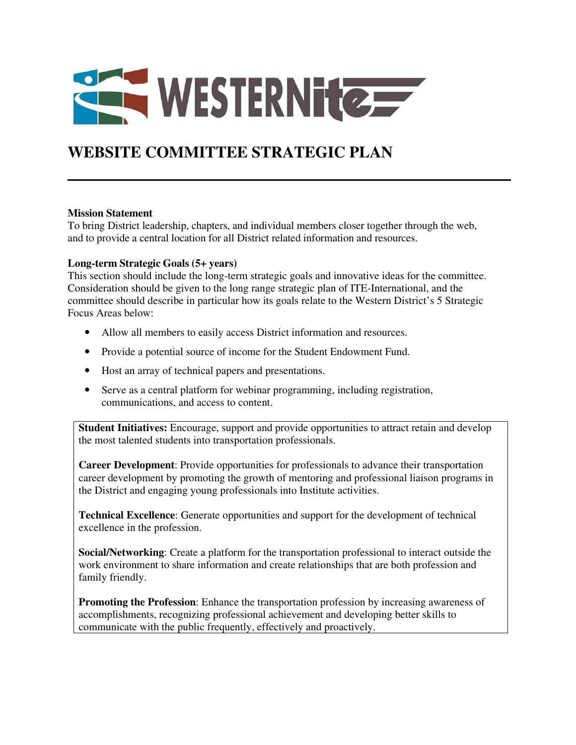# WESTERNite

## WEBSITE COMMITTEE STRATEGIC PLAN

---

**Mission Statement**
To bring District leadership, chapters, and individual members closer together through the web, and to provide a central location for all District related information and resources.

**Long-term Strategic Goals (5+ years)**
This section should include the long-term strategic goals and innovative ideas for the committee. Consideration should be given to the long range strategic plan of ITE-International, and the committee should describe in particular how its goals relate to the Western District's 5 Strategic Focus Areas below:

- Allow all members to easily access District information and resources.
- Provide a potential source of income for the Student Endowment Fund.
- Host an array of technical papers and presentations.
- Serve as a central platform for webinar programming, including registration, communications, and access to content.

**Student Initiatives:** Encourage, support and provide opportunities to attract retain and develop the most talented students into transportation professionals.

**Career Development**: Provide opportunities for professionals to advance their transportation career development by promoting the growth of mentoring and professional liaison programs in the District and engaging young professionals into Institute activities.

**Technical Excellence**: Generate opportunities and support for the development of technical excellence in the profession.

**Social/Networking**: Create a platform for the transportation professional to interact outside the work environment to share information and create relationships that are both profession and family friendly.

**Promoting the Profession**: Enhance the transportation profession by increasing awareness of accomplishments, recognizing professional achievement and developing better skills to communicate with the public frequently, effectively and proactively.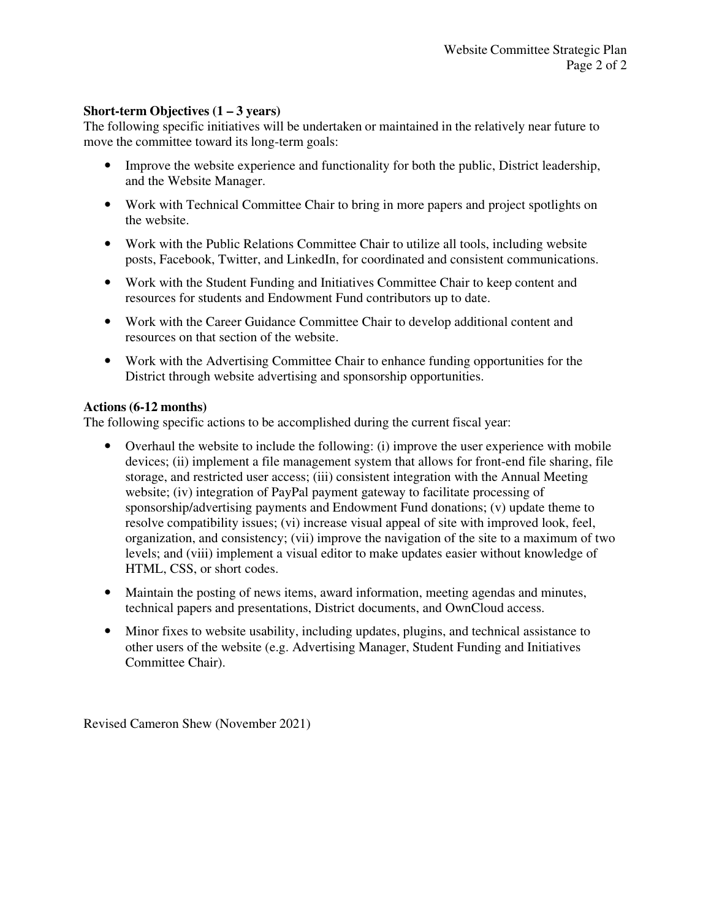**Short-term Objectives (1 – 3 years)**

The following specific initiatives will be undertaken or maintained in the relatively near future to move the committee toward its long-term goals:

- Improve the website experience and functionality for both the public, District leadership, and the Website Manager.
- Work with Technical Committee Chair to bring in more papers and project spotlights on the website.
- Work with the Public Relations Committee Chair to utilize all tools, including website posts, Facebook, Twitter, and LinkedIn, for coordinated and consistent communications.
- Work with the Student Funding and Initiatives Committee Chair to keep content and resources for students and Endowment Fund contributors up to date.
- Work with the Career Guidance Committee Chair to develop additional content and resources on that section of the website.
- Work with the Advertising Committee Chair to enhance funding opportunities for the District through website advertising and sponsorship opportunities.

**Actions (6-12 months)**

The following specific actions to be accomplished during the current fiscal year:

- Overhaul the website to include the following: (i) improve the user experience with mobile devices; (ii) implement a file management system that allows for front-end file sharing, file storage, and restricted user access; (iii) consistent integration with the Annual Meeting website; (iv) integration of PayPal payment gateway to facilitate processing of sponsorship/advertising payments and Endowment Fund donations; (v) update theme to resolve compatibility issues; (vi) increase visual appeal of site with improved look, feel, organization, and consistency; (vii) improve the navigation of the site to a maximum of two levels; and (viii) implement a visual editor to make updates easier without knowledge of HTML, CSS, or short codes.
- Maintain the posting of news items, award information, meeting agendas and minutes, technical papers and presentations, District documents, and OwnCloud access.
- Minor fixes to website usability, including updates, plugins, and technical assistance to other users of the website (e.g. Advertising Manager, Student Funding and Initiatives Committee Chair).

Revised Cameron Shew (November 2021)